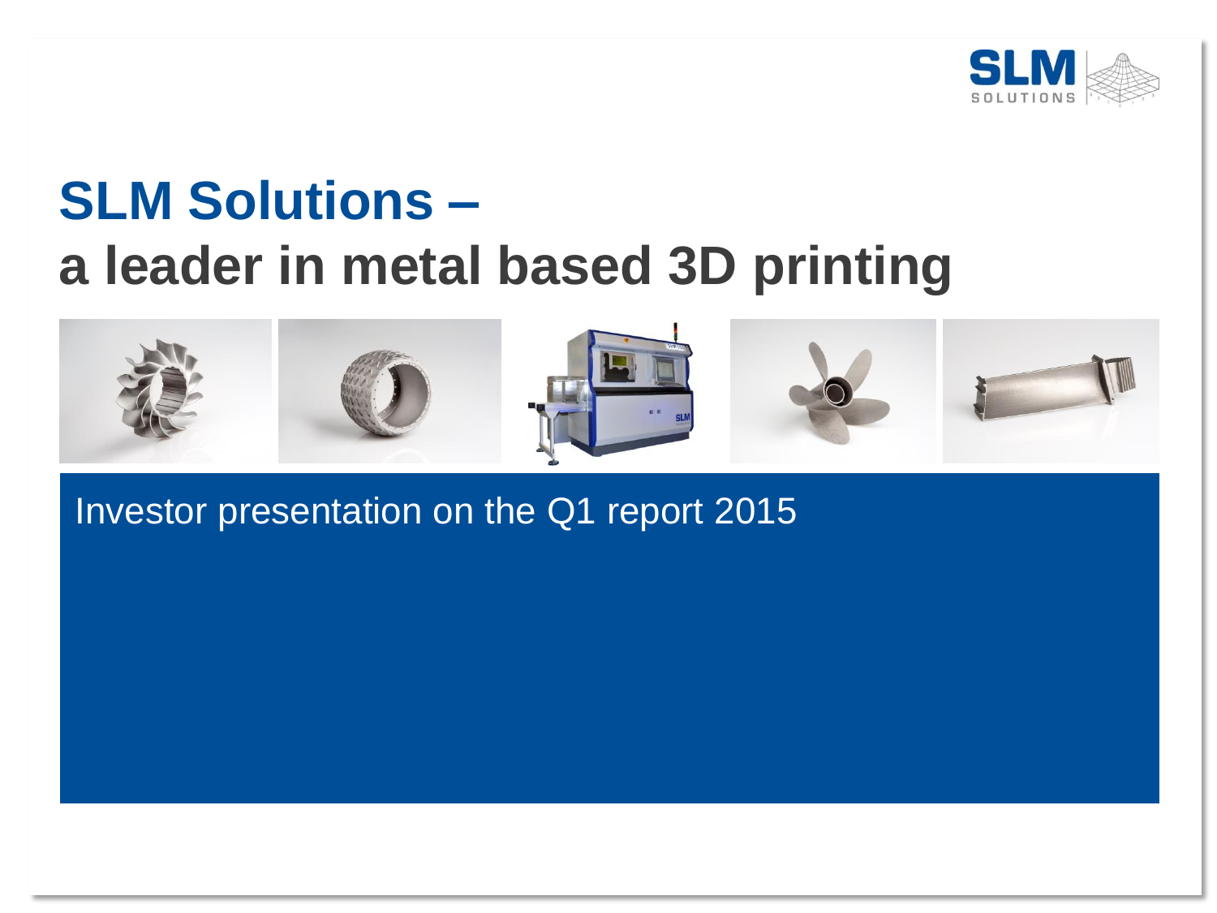# SLM Solutions – a leader in metal based 3D printing

Investor presentation on the Q1 report 2015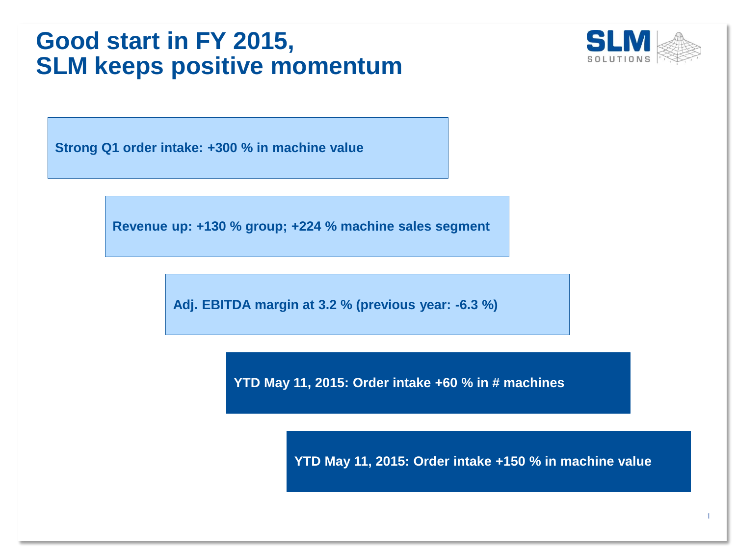# Good start in FY 2015, SLM keeps positive momentum

**Strong Q1 order intake: +300 % in machine value**

**Revenue up: +130 % group; +224 % machine sales segment**

**Adj. EBITDA margin at 3.2 % (previous year: -6.3 %)**

**YTD May 11, 2015: Order intake +60 % in # machines**

**YTD May 11, 2015: Order intake +150 % in machine value**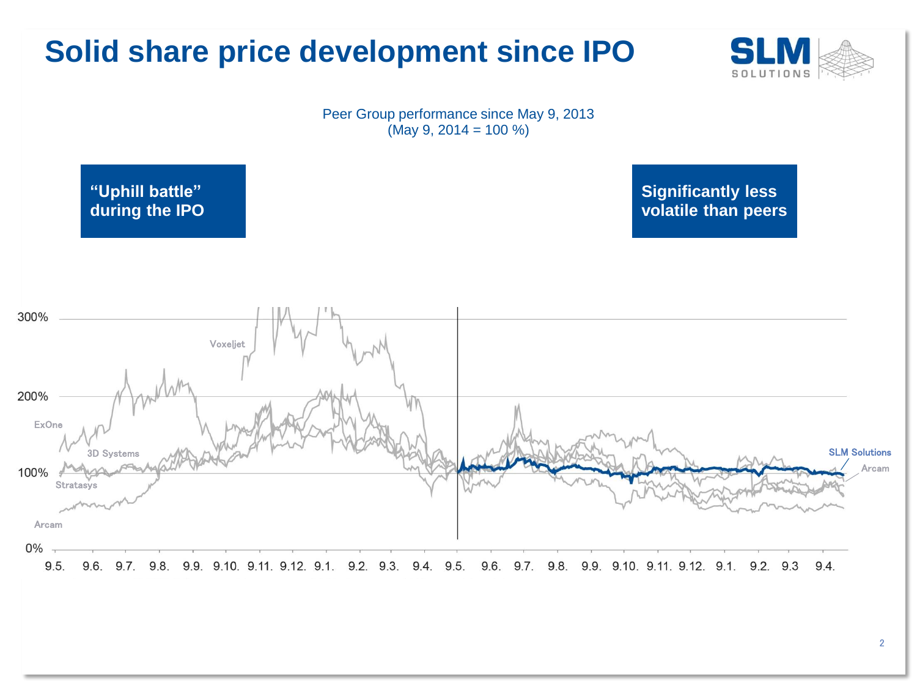# Solid share price development since IPO

Peer Group performance since May 9, 2013
(May 9, 2014 = 100 %)

**"Uphill battle" during the IPO**

**Significantly less volatile than peers**

300%

200%

100%

0%

Voxeljet

ExOne

3D Systems

Stratasys

Arcam

SLM Solutions

Arcam

9.5. 9.6. 9.7. 9.8. 9.9. 9.10. 9.11. 9.12. 9.1. 9.2. 9.3. 9.4. 9.5. 9.6. 9.7. 9.8. 9.9. 9.10. 9.11. 9.12. 9.1. 9.2. 9.3 9.4.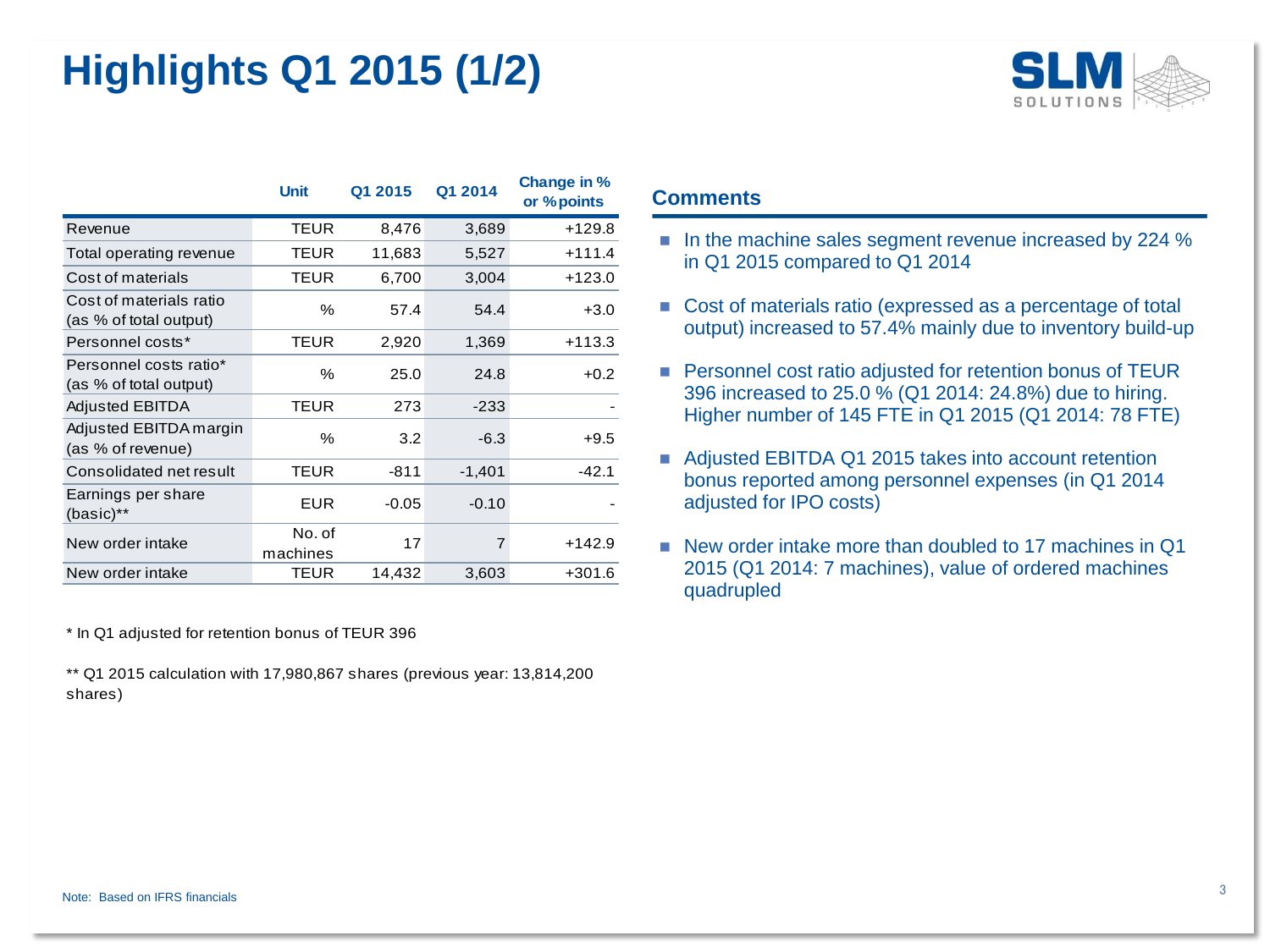# Highlights Q1 2015 (1/2)

| | Unit | Q1 2015 | Q1 2014 | Change in % or % points |
|---|---|---|---|---|
| Revenue | TEUR | 8,476 | 3,689 | +129.8 |
| Total operating revenue | TEUR | 11,683 | 5,527 | +111.4 |
| Cost of materials | TEUR | 6,700 | 3,004 | +123.0 |
| Cost of materials ratio (as % of total output) | % | 57.4 | 54.4 | +3.0 |
| Personnel costs* | TEUR | 2,920 | 1,369 | +113.3 |
| Personnel costs ratio* (as % of total output) | % | 25.0 | 24.8 | +0.2 |
| Adjusted EBITDA | TEUR | 273 | -233 | - |
| Adjusted EBITDA margin (as % of revenue) | % | 3.2 | -6.3 | +9.5 |
| Consolidated net result | TEUR | -811 | -1,401 | -42.1 |
| Earnings per share (basic)** | EUR | -0.05 | -0.10 | - |
| New order intake | No. of machines | 17 | 7 | +142.9 |
| New order intake | TEUR | 14,432 | 3,603 | +301.6 |

\* In Q1 adjusted for retention bonus of TEUR 396

\*\* Q1 2015 calculation with 17,980,867 shares (previous year: 13,814,200 shares)

## Comments

- In the machine sales segment revenue increased by 224 % in Q1 2015 compared to Q1 2014
- Cost of materials ratio (expressed as a percentage of total output) increased to 57.4% mainly due to inventory build-up
- Personnel cost ratio adjusted for retention bonus of TEUR 396 increased to 25.0 % (Q1 2014: 24.8%) due to hiring. Higher number of 145 FTE in Q1 2015 (Q1 2014: 78 FTE)
- Adjusted EBITDA Q1 2015 takes into account retention bonus reported among personnel expenses (in Q1 2014 adjusted for IPO costs)
- New order intake more than doubled to 17 machines in Q1 2015 (Q1 2014: 7 machines), value of ordered machines quadrupled

Note: Based on IFRS financials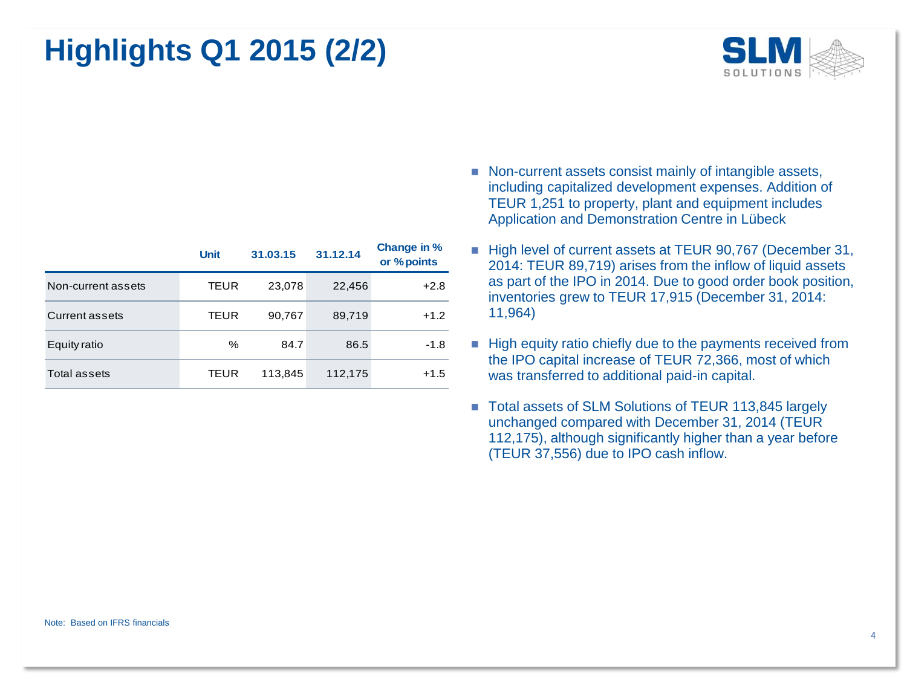# Highlights Q1 2015 (2/2)

| | Unit | 31.03.15 | 31.12.14 | Change in % or % points |
|---|---|---|---|---|
| Non-current assets | TEUR | 23,078 | 22,456 | +2.8 |
| Current assets | TEUR | 90,767 | 89,719 | +1.2 |
| Equity ratio | % | 84.7 | 86.5 | -1.8 |
| Total assets | TEUR | 113,845 | 112,175 | +1.5 |

- Non-current assets consist mainly of intangible assets, including capitalized development expenses. Addition of TEUR 1,251 to property, plant and equipment includes Application and Demonstration Centre in Lübeck
- High level of current assets at TEUR 90,767 (December 31, 2014: TEUR 89,719) arises from the inflow of liquid assets as part of the IPO in 2014. Due to good order book position, inventories grew to TEUR 17,915 (December 31, 2014: 11,964)
- High equity ratio chiefly due to the payments received from the IPO capital increase of TEUR 72,366, most of which was transferred to additional paid-in capital.
- Total assets of SLM Solutions of TEUR 113,845 largely unchanged compared with December 31, 2014 (TEUR 112,175), although significantly higher than a year before (TEUR 37,556) due to IPO cash inflow.

Note: Based on IFRS financials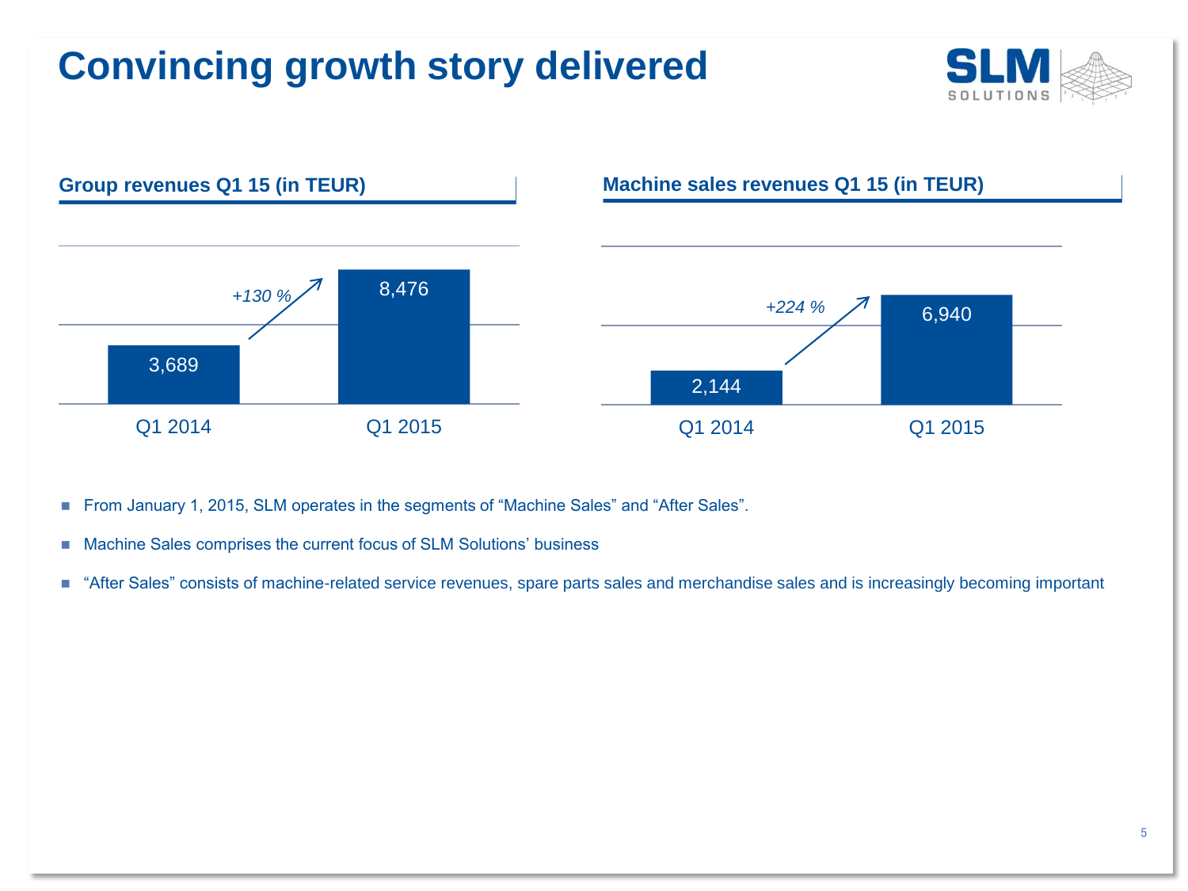# Convincing growth story delivered

### Group revenues Q1 15 (in TEUR)

| | Q1 2014 | Q1 2015 |
|---|---|---|
| Group revenues | 3,689 | 8,476 |

*+130 %*

### Machine sales revenues Q1 15 (in TEUR)

| | Q1 2014 | Q1 2015 |
|---|---|---|
| Machine sales revenues | 2,144 | 6,940 |

*+224 %*

- From January 1, 2015, SLM operates in the segments of “Machine Sales” and “After Sales”.
- Machine Sales comprises the current focus of SLM Solutions’ business
- “After Sales” consists of machine-related service revenues, spare parts sales and merchandise sales and is increasingly becoming important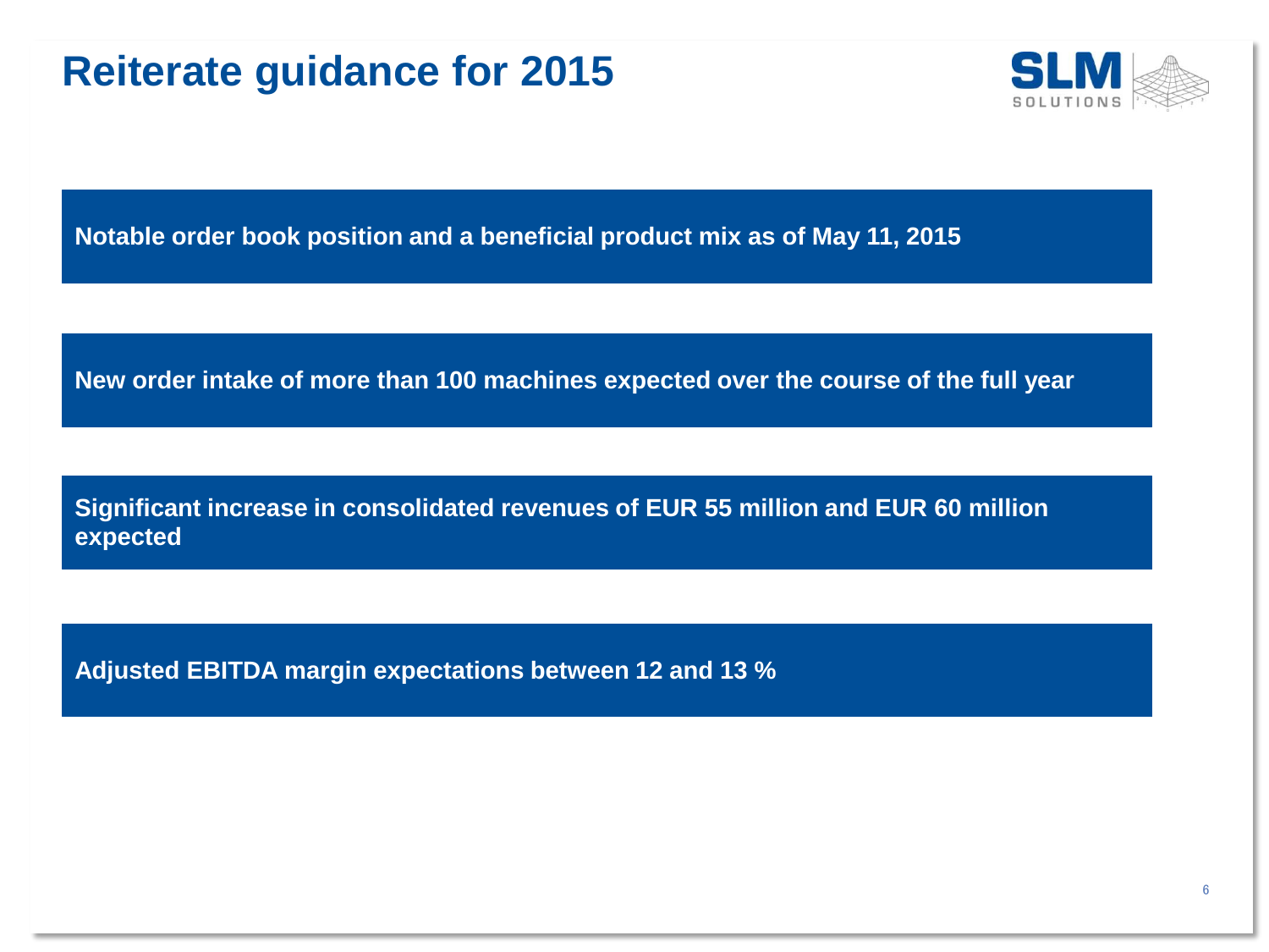# Reiterate guidance for 2015

**Notable order book position and a beneficial product mix as of May 11, 2015**

**New order intake of more than 100 machines expected over the course of the full year**

**Significant increase in consolidated revenues of EUR 55 million and EUR 60 million expected**

**Adjusted EBITDA margin expectations between 12 and 13 %**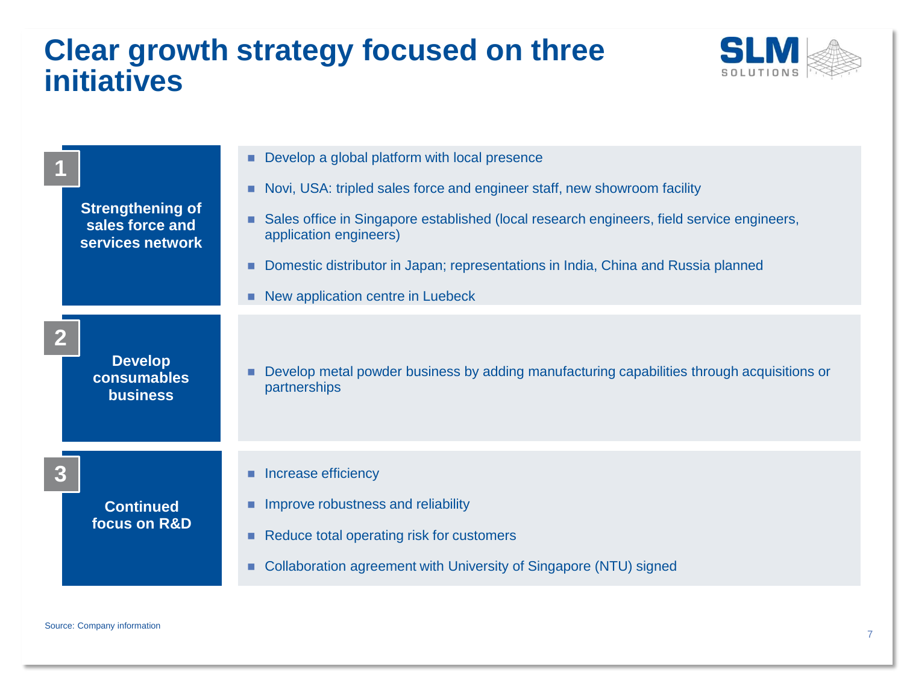# Clear growth strategy focused on three initiatives

### 1 Strengthening of sales force and services network

- Develop a global platform with local presence
- Novi, USA: tripled sales force and engineer staff, new showroom facility
- Sales office in Singapore established (local research engineers, field service engineers, application engineers)
- Domestic distributor in Japan; representations in India, China and Russia planned
- New application centre in Luebeck

### 2 Develop consumables business

- Develop metal powder business by adding manufacturing capabilities through acquisitions or partnerships

### 3 Continued focus on R&D

- Increase efficiency
- Improve robustness and reliability
- Reduce total operating risk for customers
- Collaboration agreement with University of Singapore (NTU) signed

Source: Company information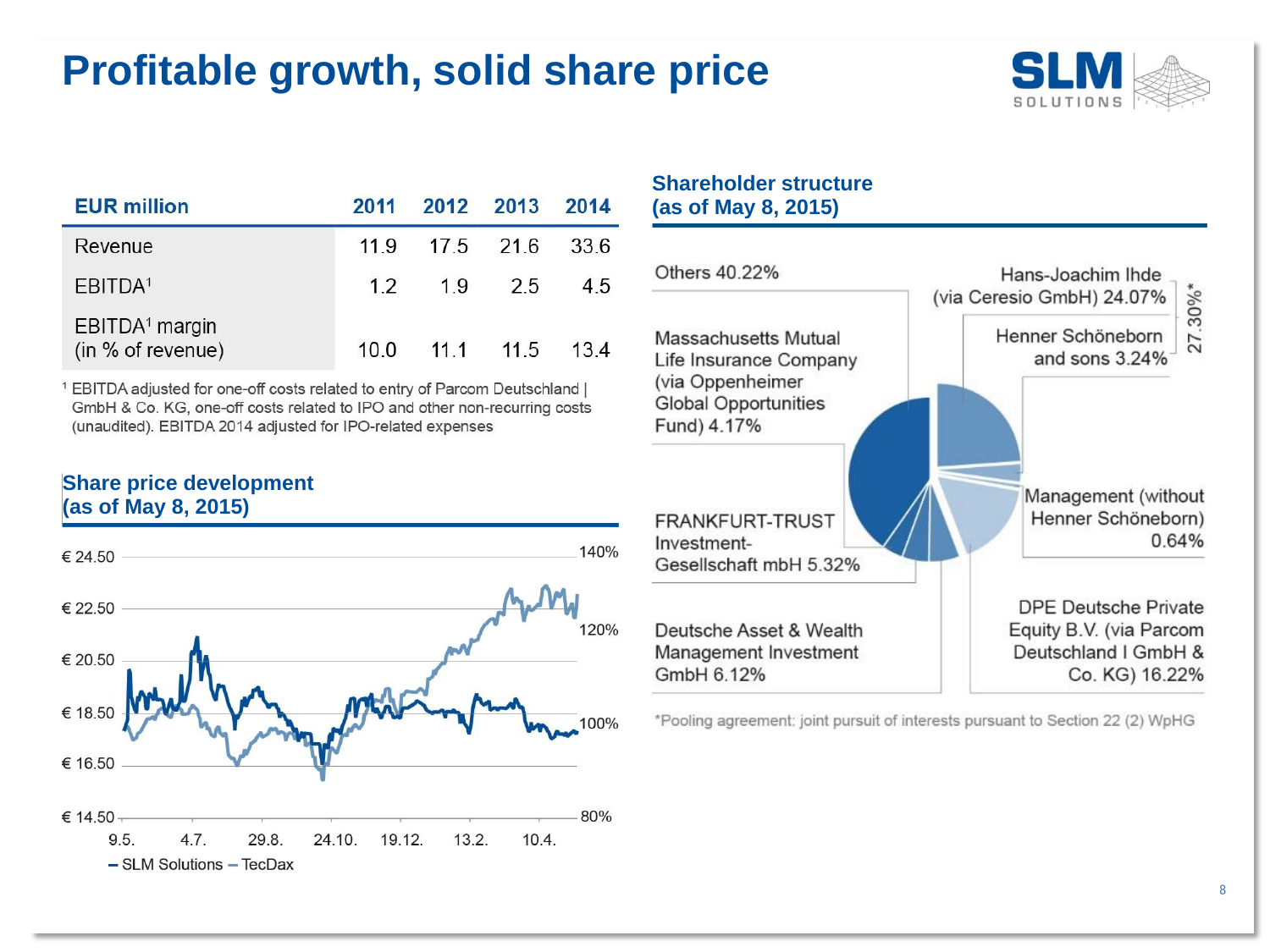# Profitable growth, solid share price

| EUR million | 2011 | 2012 | 2013 | 2014 |
|---|---|---|---|---|
| Revenue | 11.9 | 17.5 | 21.6 | 33.6 |
| EBITDA[1] | 1.2 | 1.9 | 2.5 | 4.5 |
| EBITDA[1] margin (in % of revenue) | 10.0 | 11.1 | 11.5 | 13.4 |

[1] EBITDA adjusted for one-off costs related to entry of Parcom Deutschland I GmbH & Co. KG, one-off costs related to IPO and other non-recurring costs (unaudited). EBITDA 2014 adjusted for IPO-related expenses

## Share price development (as of May 8, 2015)

€ 24.50 – 140%
€ 22.50 – 120%
€ 20.50
€ 18.50 – 100%
€ 16.50
€ 14.50 – 80%

9.5. | 4.7. | 29.8. | 24.10. | 19.12. | 13.2. | 10.4.

– SLM Solutions – TecDax

## Shareholder structure (as of May 8, 2015)

- Others 40.22%
- Hans-Joachim Ihde (via Ceresio GmbH) 24.07%
- Henner Schöneborn and sons 3.24%
- 27.30%*
- Massachusetts Mutual Life Insurance Company (via Oppenheimer Global Opportunities Fund) 4.17%
- FRANKFURT-TRUST Investment-Gesellschaft mbH 5.32%
- Management (without Henner Schöneborn) 0.64%
- Deutsche Asset & Wealth Management Investment GmbH 6.12%
- DPE Deutsche Private Equity B.V. (via Parcom Deutschland I GmbH & Co. KG) 16.22%

*Pooling agreement: joint pursuit of interests pursuant to Section 22 (2) WpHG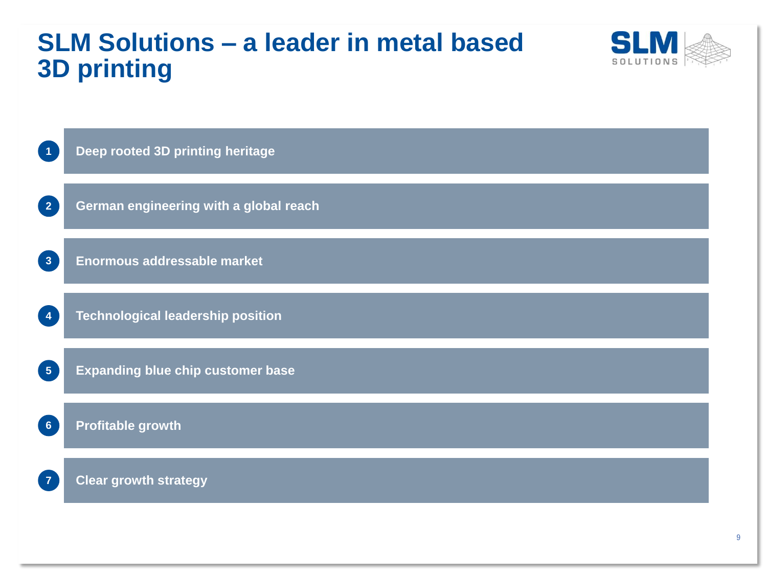# SLM Solutions – a leader in metal based 3D printing

1. Deep rooted 3D printing heritage
2. German engineering with a global reach
3. Enormous addressable market
4. Technological leadership position
5. Expanding blue chip customer base
6. Profitable growth
7. Clear growth strategy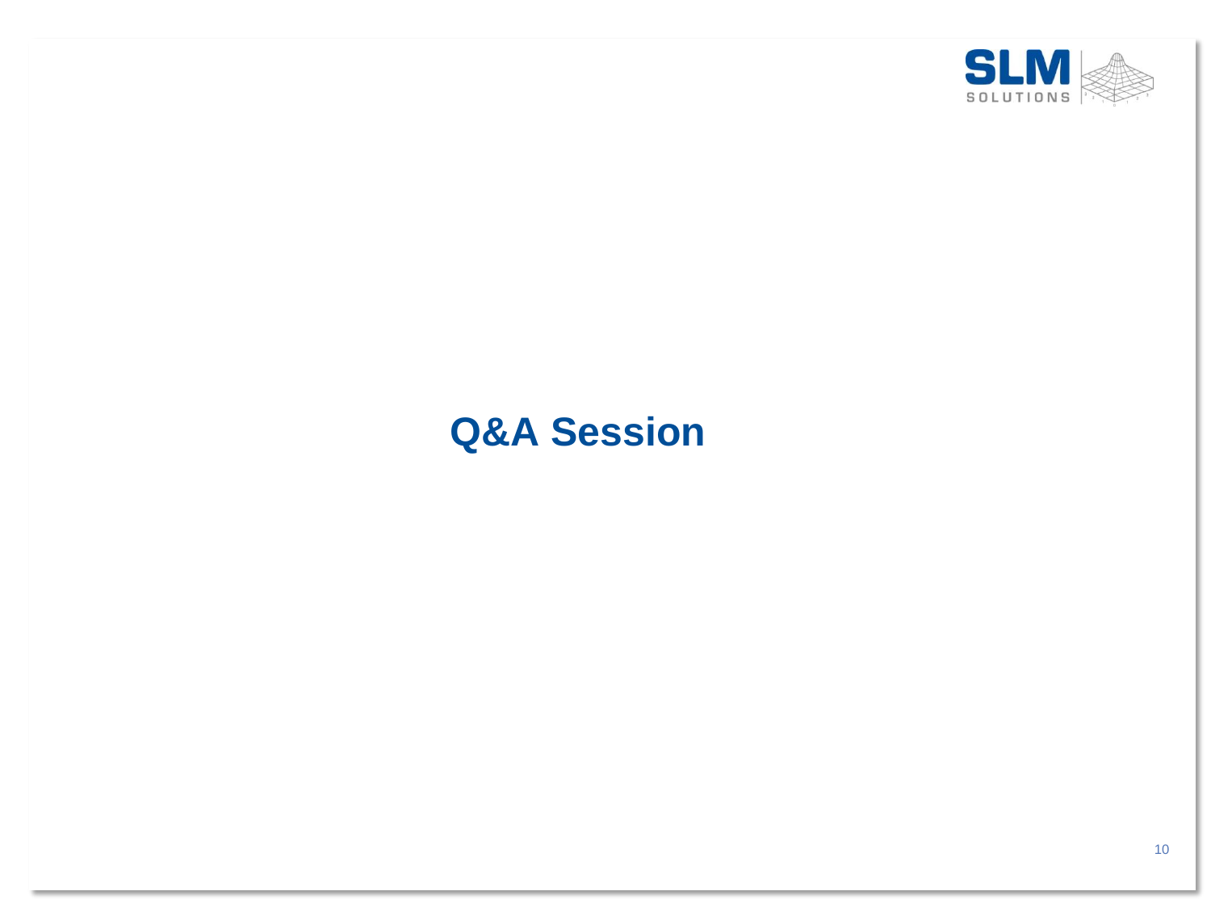# Q&A Session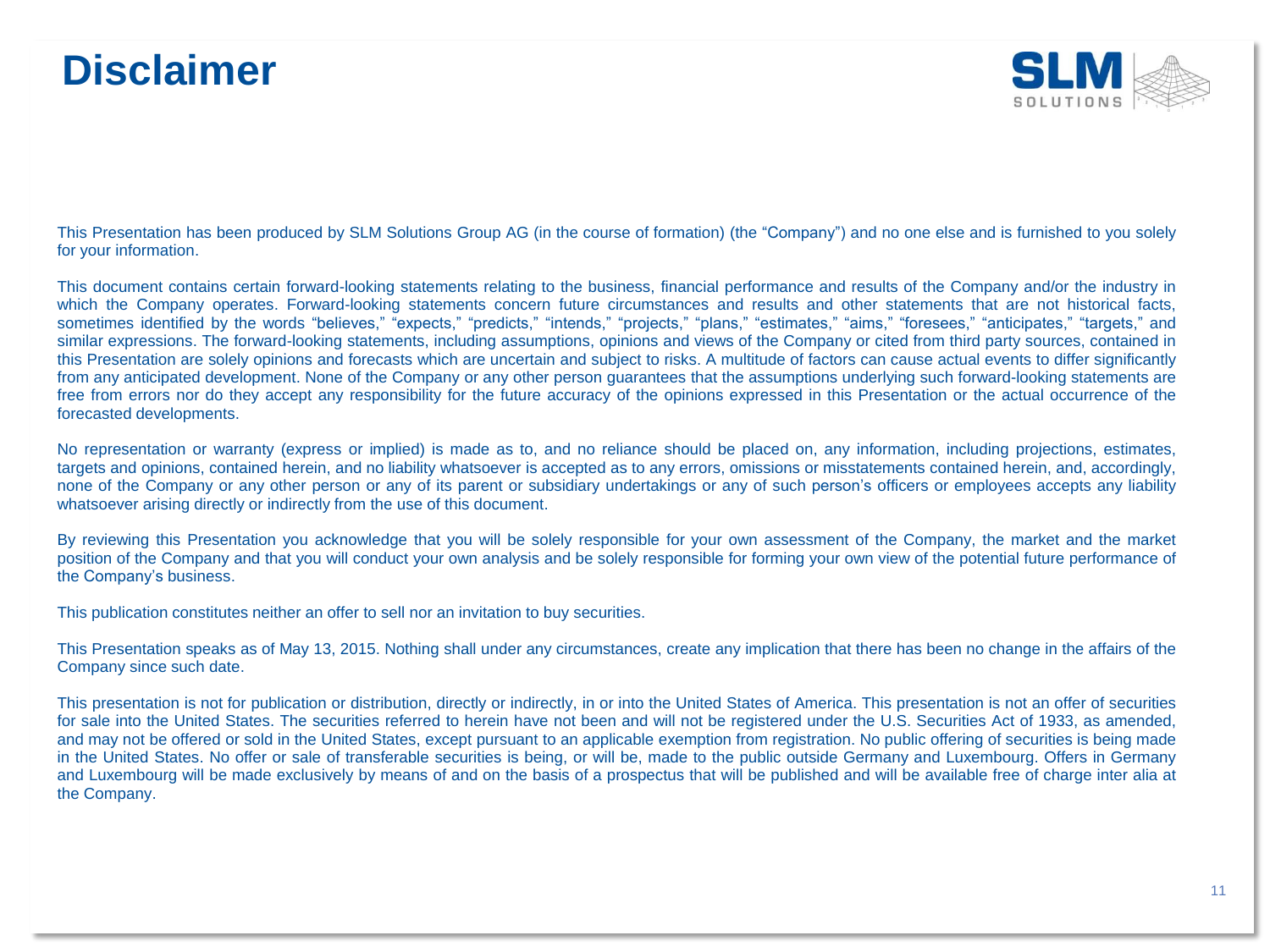# Disclaimer

This Presentation has been produced by SLM Solutions Group AG (in the course of formation) (the “Company”) and no one else and is furnished to you solely for your information.

This document contains certain forward-looking statements relating to the business, financial performance and results of the Company and/or the industry in which the Company operates. Forward-looking statements concern future circumstances and results and other statements that are not historical facts, sometimes identified by the words “believes,” “expects,” “predicts,” “intends,” “projects,” “plans,” “estimates,” “aims,” “foresees,” “anticipates,” “targets,” and similar expressions. The forward-looking statements, including assumptions, opinions and views of the Company or cited from third party sources, contained in this Presentation are solely opinions and forecasts which are uncertain and subject to risks. A multitude of factors can cause actual events to differ significantly from any anticipated development. None of the Company or any other person guarantees that the assumptions underlying such forward-looking statements are free from errors nor do they accept any responsibility for the future accuracy of the opinions expressed in this Presentation or the actual occurrence of the forecasted developments.

No representation or warranty (express or implied) is made as to, and no reliance should be placed on, any information, including projections, estimates, targets and opinions, contained herein, and no liability whatsoever is accepted as to any errors, omissions or misstatements contained herein, and, accordingly, none of the Company or any other person or any of its parent or subsidiary undertakings or any of such person’s officers or employees accepts any liability whatsoever arising directly or indirectly from the use of this document.

By reviewing this Presentation you acknowledge that you will be solely responsible for your own assessment of the Company, the market and the market position of the Company and that you will conduct your own analysis and be solely responsible for forming your own view of the potential future performance of the Company’s business.

This publication constitutes neither an offer to sell nor an invitation to buy securities.

This Presentation speaks as of May 13, 2015. Nothing shall under any circumstances, create any implication that there has been no change in the affairs of the Company since such date.

This presentation is not for publication or distribution, directly or indirectly, in or into the United States of America. This presentation is not an offer of securities for sale into the United States. The securities referred to herein have not been and will not be registered under the U.S. Securities Act of 1933, as amended, and may not be offered or sold in the United States, except pursuant to an applicable exemption from registration. No public offering of securities is being made in the United States. No offer or sale of transferable securities is being, or will be, made to the public outside Germany and Luxembourg. Offers in Germany and Luxembourg will be made exclusively by means of and on the basis of a prospectus that will be published and will be available free of charge inter alia at the Company.